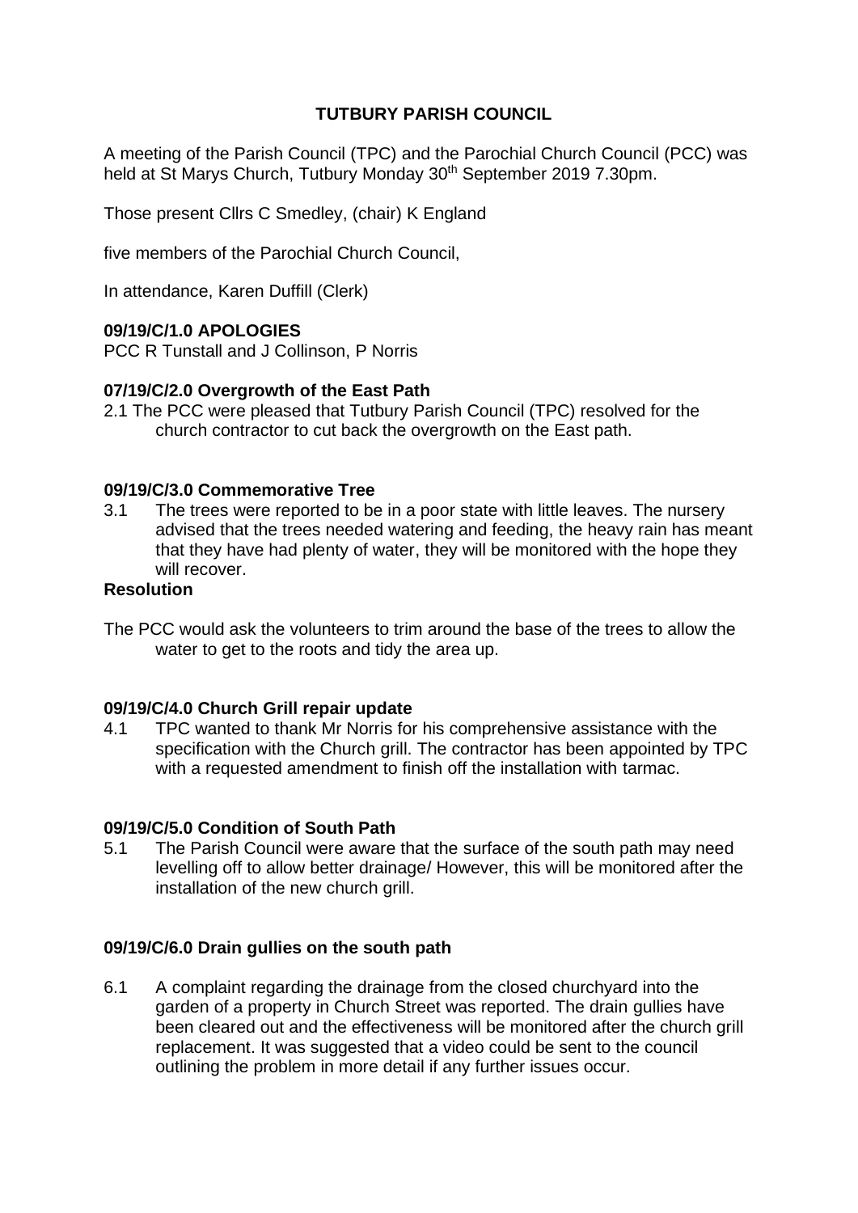# TUTBURY PARISH COUNCIL

A meeting of the Parish Council (TPC) and the Parochial Church Council (PCC) was held at St Marys Church, Tutbury Monday 30th September 2019 7.30pm.

Those present Cllrs C Smedley, (chair) K England

five members of the Parochial Church Council,

In attendance, Karen Duffill (Clerk)

### 09/19/C/1.0 APOLOGIES

PCC R Tunstall and J Collinson, P Norris

### 07/19/C/2.0 Overgrowth of the East Path

2.1 The PCC were pleased that Tutbury Parish Council (TPC) resolved for the church contractor to cut back the overgrowth on the East path.

### 09/19/C/3.0 Commemorative Tree

3.1 The trees were reported to be in a poor state with little leaves. The nursery advised that the trees needed watering and feeding, the heavy rain has meant that they have had plenty of water, they will be monitored with the hope they will recover.

**Resolution**

The PCC would ask the volunteers to trim around the base of the trees to allow the water to get to the roots and tidy the area up.

### 09/19/C/4.0 Church Grill repair update

4.1 TPC wanted to thank Mr Norris for his comprehensive assistance with the specification with the Church grill. The contractor has been appointed by TPC with a requested amendment to finish off the installation with tarmac.

### 09/19/C/5.0 Condition of South Path

5.1 The Parish Council were aware that the surface of the south path may need levelling off to allow better drainage/ However, this will be monitored after the installation of the new church grill.

### 09/19/C/6.0 Drain gullies on the south path

6.1 A complaint regarding the drainage from the closed churchyard into the garden of a property in Church Street was reported. The drain gullies have been cleared out and the effectiveness will be monitored after the church grill replacement. It was suggested that a video could be sent to the council outlining the problem in more detail if any further issues occur.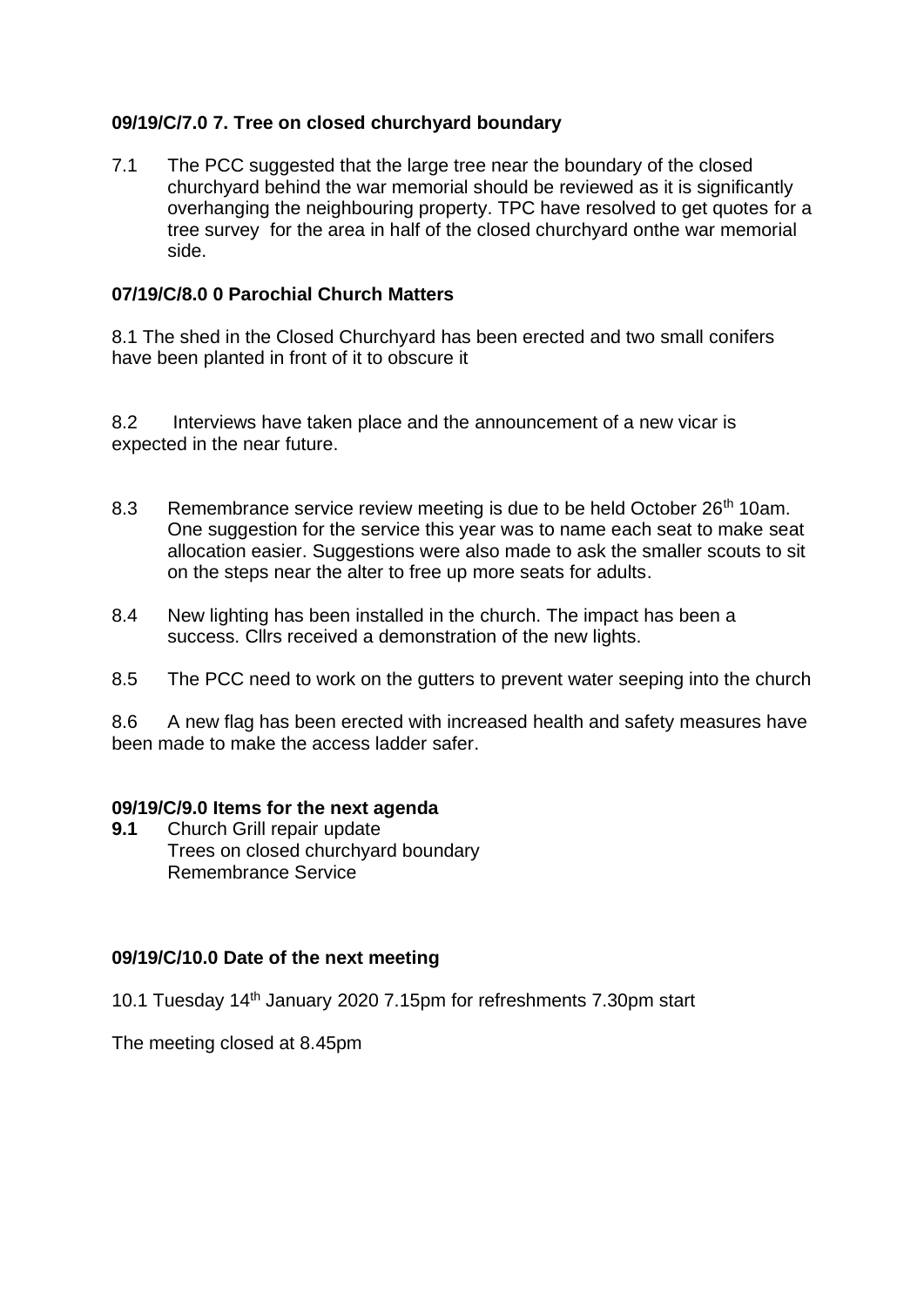**09/19/C/7.0 7. Tree on closed churchyard boundary**

7.1 The PCC suggested that the large tree near the boundary of the closed churchyard behind the war memorial should be reviewed as it is significantly overhanging the neighbouring property. TPC have resolved to get quotes for a tree survey for the area in half of the closed churchyard onthe war memorial side.

**07/19/C/8.0 0 Parochial Church Matters**

8.1 The shed in the Closed Churchyard has been erected and two small conifers have been planted in front of it to obscure it

8.2 Interviews have taken place and the announcement of a new vicar is expected in the near future.

8.3 Remembrance service review meeting is due to be held October 26th 10am. One suggestion for the service this year was to name each seat to make seat allocation easier. Suggestions were also made to ask the smaller scouts to sit on the steps near the alter to free up more seats for adults.

8.4 New lighting has been installed in the church. The impact has been a success. Cllrs received a demonstration of the new lights.

8.5 The PCC need to work on the gutters to prevent water seeping into the church

8.6 A new flag has been erected with increased health and safety measures have been made to make the access ladder safer.

**09/19/C/9.0 Items for the next agenda**

**9.1** Church Grill repair update
Trees on closed churchyard boundary
Remembrance Service

**09/19/C/10.0 Date of the next meeting**

10.1 Tuesday 14th January 2020 7.15pm for refreshments 7.30pm start

The meeting closed at 8.45pm